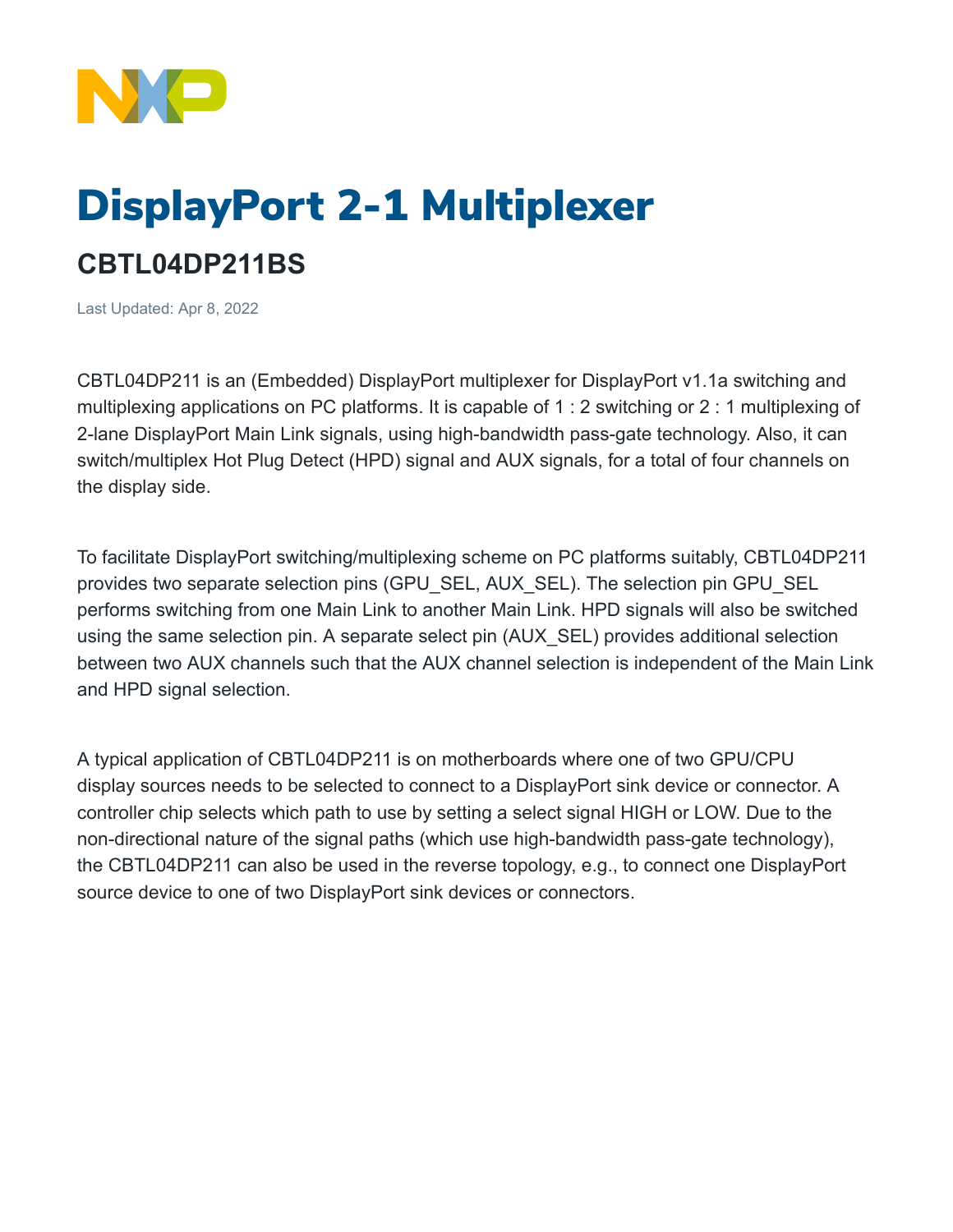# DisplayPort 2-1 Multiplexer

## CBTL04DP211BS

Last Updated: Apr 8, 2022

CBTL04DP211 is an (Embedded) DisplayPort multiplexer for DisplayPort v1.1a switching and multiplexing applications on PC platforms. It is capable of 1 : 2 switching or 2 : 1 multiplexing of 2-lane DisplayPort Main Link signals, using high-bandwidth pass-gate technology. Also, it can switch/multiplex Hot Plug Detect (HPD) signal and AUX signals, for a total of four channels on the display side.

To facilitate DisplayPort switching/multiplexing scheme on PC platforms suitably, CBTL04DP211 provides two separate selection pins (GPU_SEL, AUX_SEL). The selection pin GPU_SEL performs switching from one Main Link to another Main Link. HPD signals will also be switched using the same selection pin. A separate select pin (AUX_SEL) provides additional selection between two AUX channels such that the AUX channel selection is independent of the Main Link and HPD signal selection.

A typical application of CBTL04DP211 is on motherboards where one of two GPU/CPU display sources needs to be selected to connect to a DisplayPort sink device or connector. A controller chip selects which path to use by setting a select signal HIGH or LOW. Due to the non-directional nature of the signal paths (which use high-bandwidth pass-gate technology), the CBTL04DP211 can also be used in the reverse topology, e.g., to connect one DisplayPort source device to one of two DisplayPort sink devices or connectors.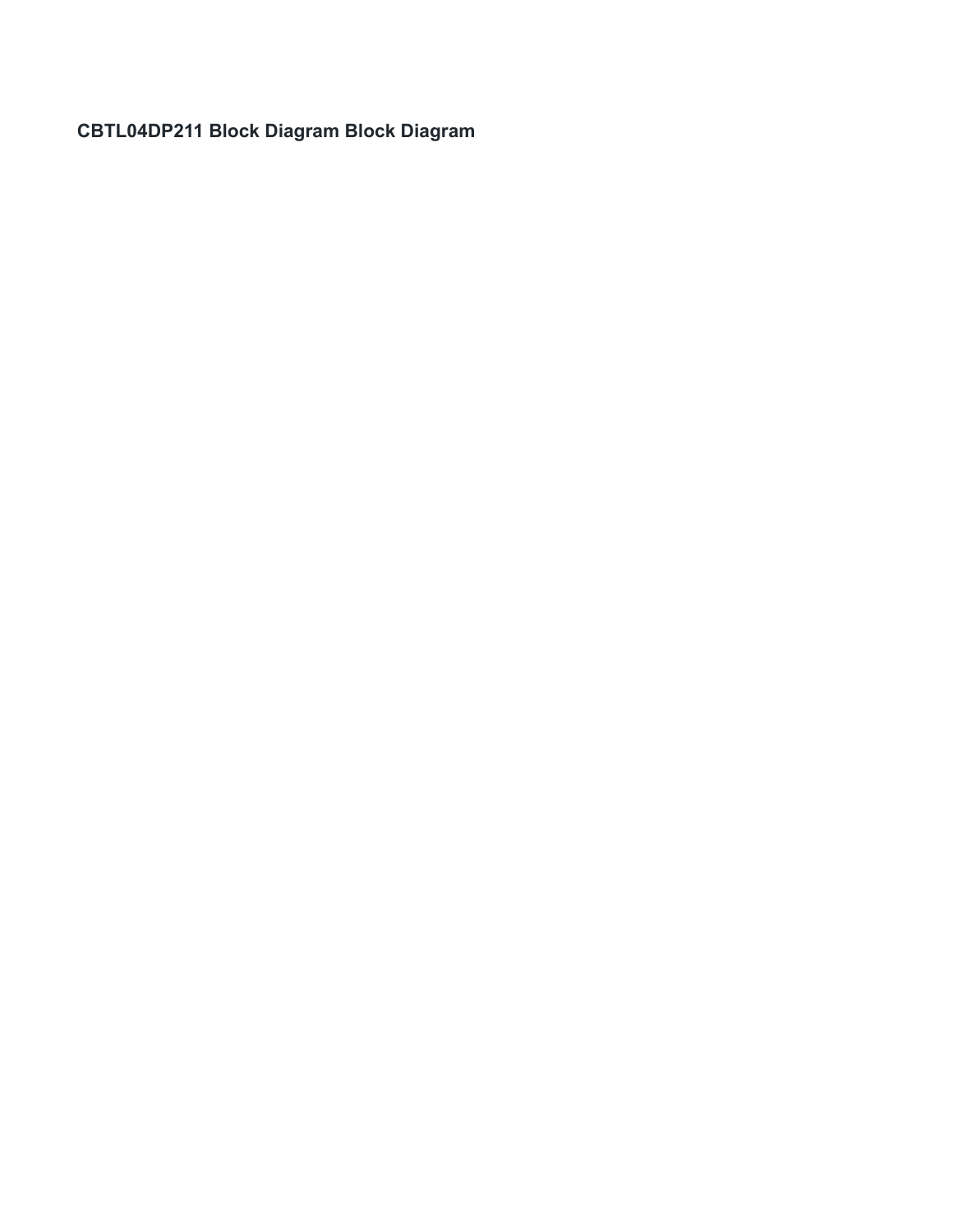**CBTL04DP211 Block Diagram Block Diagram**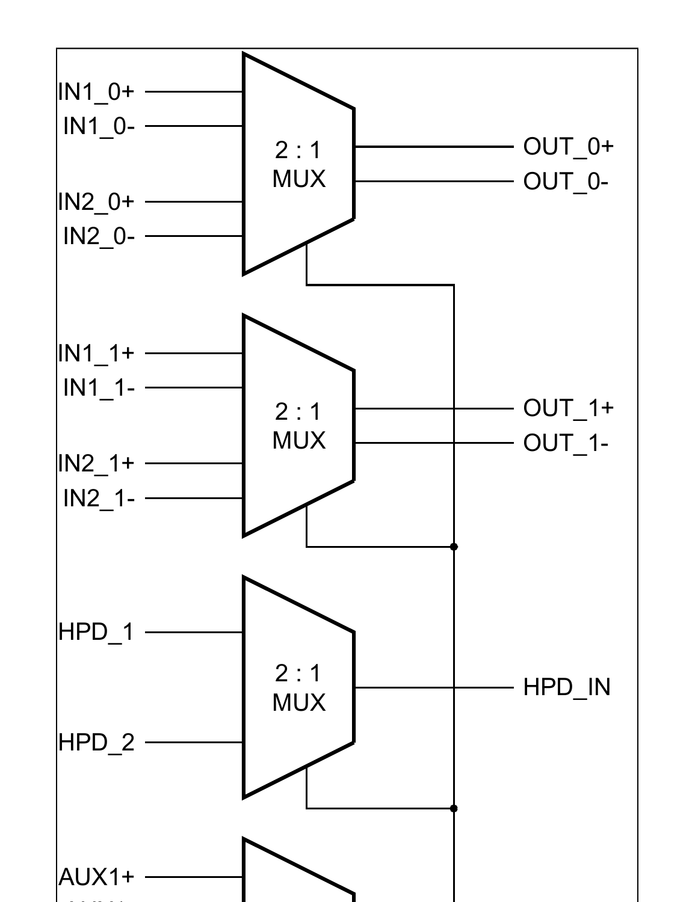IN1_0+
IN1_0-

2 : 1
MUX

OUT_0+
OUT_0-

IN2_0+
IN2_0-

IN1_1+
IN1_1-

2 : 1
MUX

OUT_1+
OUT_1-

IN2_1+
IN2_1-

HPD_1

2 : 1
MUX

HPD_IN

HPD_2

AUX1+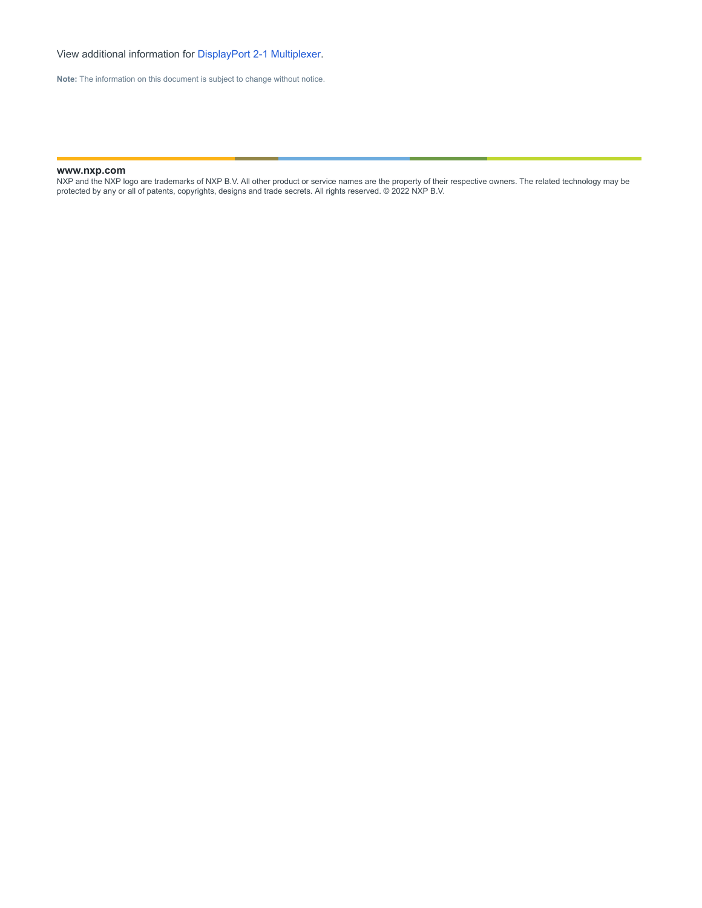View additional information for DisplayPort 2-1 Multiplexer.

**Note:** The information on this document is subject to change without notice.

**www.nxp.com**

NXP and the NXP logo are trademarks of NXP B.V. All other product or service names are the property of their respective owners. The related technology may be protected by any or all of patents, copyrights, designs and trade secrets. All rights reserved. © 2022 NXP B.V.